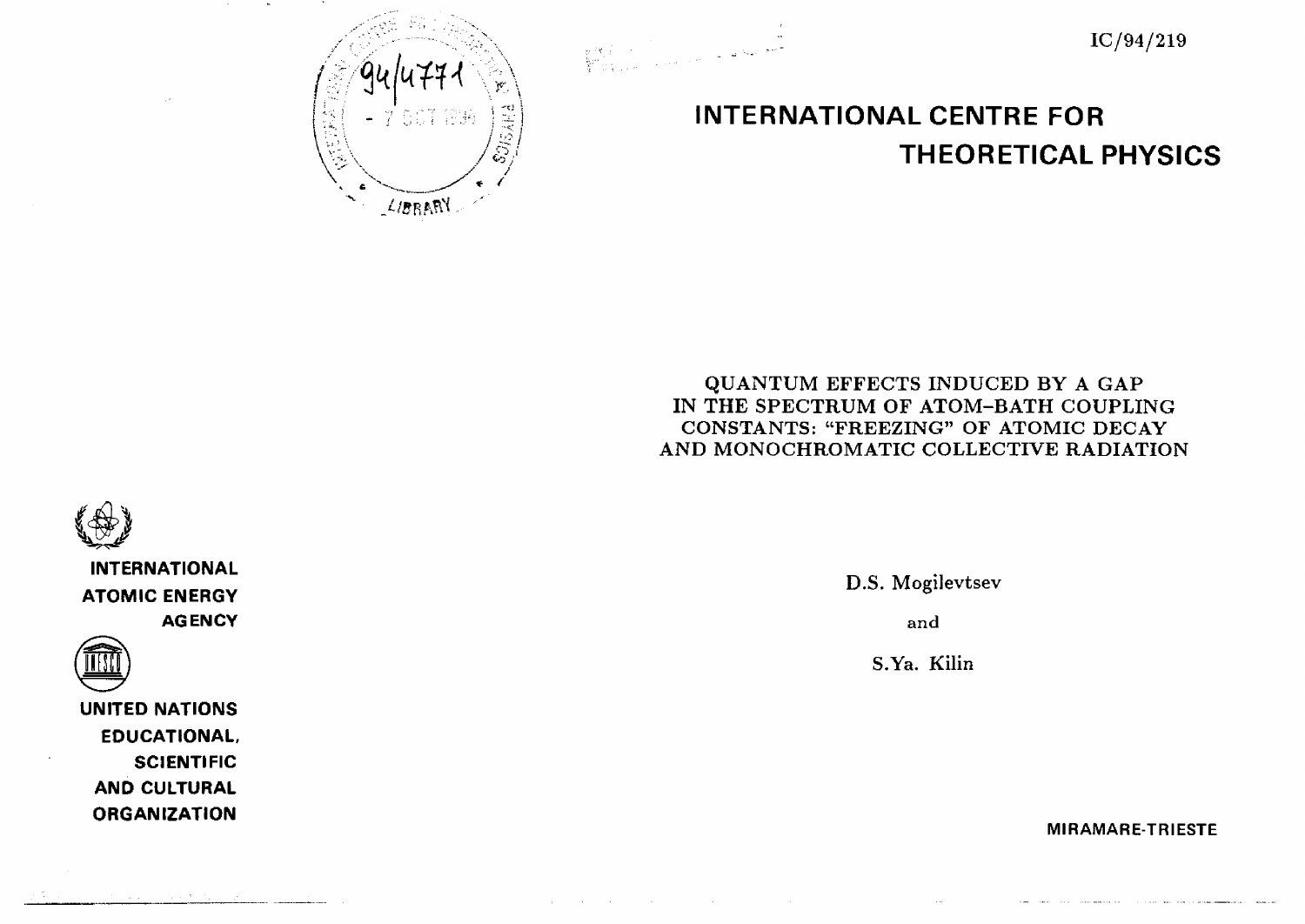IC/94/219

# INTERNATIONAL CENTRE FOR THEORETICAL PHYSICS

## QUANTUM EFFECTS INDUCED BY A GAP IN THE SPECTRUM OF ATOM–BATH COUPLING CONSTANTS: "FREEZING" OF ATOMIC DECAY AND MONOCHROMATIC COLLECTIVE RADIATION

D.S. Mogilevtsev

and

S.Ya. Kilin

**INTERNATIONAL ATOMIC ENERGY AGENCY**

**UNITED NATIONS EDUCATIONAL, SCIENTIFIC AND CULTURAL ORGANIZATION**

**MIRAMARE-TRIESTE**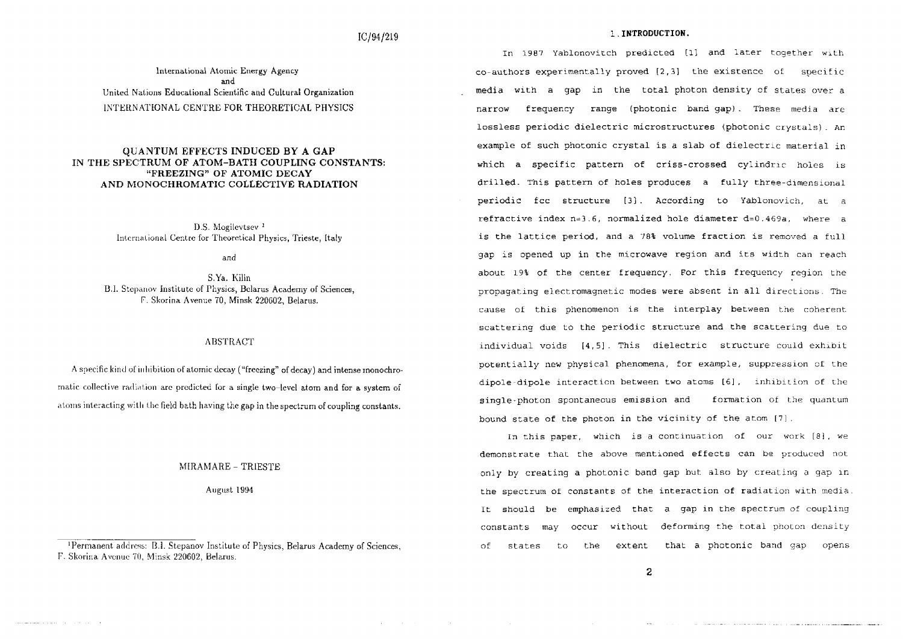IC/94/219

International Atomic Energy Agency
and
United Nations Educational Scientific and Cultural Organization
INTERNATIONAL CENTRE FOR THEORETICAL PHYSICS

# QUANTUM EFFECTS INDUCED BY A GAP IN THE SPECTRUM OF ATOM–BATH COUPLING CONSTANTS: "FREEZING" OF ATOMIC DECAY AND MONOCHROMATIC COLLECTIVE RADIATION

D.S. Mogilevtsev [1]
International Centre for Theoretical Physics, Trieste, Italy

and

S.Ya. Kilin
B.I. Stepanov Institute of Physics, Belarus Academy of Sciences,
F. Skorina Avenue 70, Minsk 220602, Belarus.

## ABSTRACT

A specific kind of inhibition of atomic decay ("freezing" of decay) and intense monochromatic collective radiation are predicted for a single two-level atom and for a system of atoms interacting with the field bath having the gap in the spectrum of coupling constants.

MIRAMARE – TRIESTE

August 1994

[1] Permanent address: B.I. Stepanov Institute of Physics, Belarus Academy of Sciences, F. Skorina Avenue 70, Minsk 220602, Belarus.

## 1. INTRODUCTION.

In 1987 Yablonovitch predicted [1] and later together with co-authors experimentally proved [2,3] the existence of specific media with a gap in the total photon density of states over a narrow frequency range (photonic band gap). These media are lossless periodic dielectric microstructures (photonic crystals). An example of such photonic crystal is a slab of dielectric material in which a specific pattern of criss-crossed cylindric holes is drilled. This pattern of holes produces a fully three-dimensional periodic fcc structure [3]. According to Yablonovich, at a refractive index n=3.6, normalized hole diameter d=0.469a, where a is the lattice period, and a 78% volume fraction is removed a full gap is opened up in the microwave region and its width can reach about 19% of the center frequency. For this frequency region the propagating electromagnetic modes were absent in all directions. The cause of this phenomenon is the interplay between the coherent scattering due to the periodic structure and the scattering due to individual voids [4,5]. This dielectric structure could exhibit potentially new physical phenomena, for example, suppression of the dipole-dipole interaction between two atoms [6], inhibition of the single-photon spontaneous emission and formation of the quantum bound state of the photon in the vicinity of the atom [7].

In this paper, which is a continuation of our work [8], we demonstrate that the above mentioned effects can be produced not only by creating a photonic band gap but also by creating a gap in the spectrum of constants of the interaction of radiation with media. It should be emphasized that a gap in the spectrum of coupling constants may occur without deforming the total photon density of states to the extent that a photonic band gap opens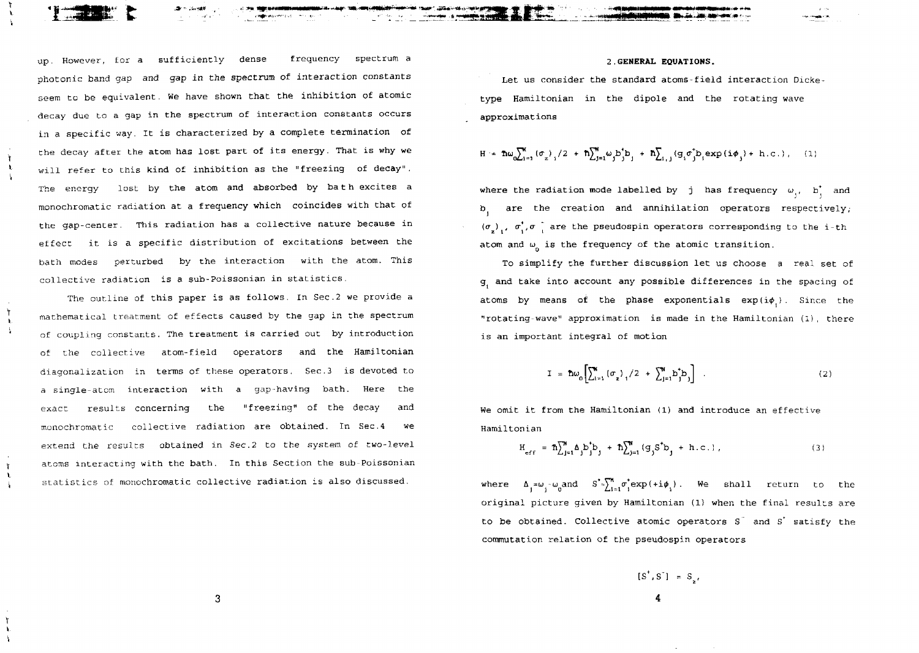up. However, for a sufficiently dense frequency spectrum a photonic band gap and gap in the spectrum of interaction constants seem to be equivalent. We have shown that the inhibition of atomic decay due to a gap in the spectrum of interaction constants occurs in a specific way. It is characterized by a complete termination of the decay after the atom has lost part of its energy. That is why we will refer to this kind of inhibition as the "freezing of decay". The energy lost by the atom and absorbed by bath excites a monochromatic radiation at a frequency which coincides with that of the gap-center. This radiation has a collective nature because in effect it is a specific distribution of excitations between the bath modes perturbed by the interaction with the atom. This collective radiation is a sub-Poissonian in statistics.

The outline of this paper is as follows. In Sec.2 we provide a mathematical treatment of effects caused by the gap in the spectrum of coupling constants. The treatment is carried out by introduction of the collective atom-field operators and the Hamiltonian diagonalization in terms of these operators. Sec.3 is devoted to a single-atom interaction with a gap-having bath. Here the exact results concerning the "freezing" of the decay and monochromatic collective radiation are obtained. In Sec.4 we extend the results obtained in Sec.2 to the system of two-level atoms interacting with the bath. In this Section the sub-Poissonian statistics of monochromatic collective radiation is also discussed.

## 2. GENERAL EQUATIONS.

Let us consider the standard atoms-field interaction Dicke-type Hamiltonian in the dipole and the rotating wave approximations

$$H = \hbar\omega_0\sum_{i=1}^{M}(\sigma_z)_i/2 + \hbar\sum_{j=1}^{N}\omega_j b_j^{+}b_j + \hbar\sum_{i,j}(g_i\sigma_j^{+}b_i\exp(i\phi_j) + \text{h.c.}), \quad (1)$$

where the radiation mode labelled by $j$ has frequency $\omega_j$, $b_j^{+}$ and $b_j$ are the creation and annihilation operators respectively; $(\sigma_z)_i$, $\sigma_i^{+}, \sigma_i^{-}$ are the pseudospin operators corresponding to the i-th atom and $\omega_0$ is the frequency of the atomic transition.

To simplify the further discussion let us choose a real set of $g_i$ and take into account any possible differences in the spacing of atoms by means of the phase exponentials $\exp(i\phi_i)$. Since the "rotating-wave" approximation is made in the Hamiltonian (1), there is an important integral of motion

$$I = \hbar\omega_0\left[\sum_{i=1}^{M}(\sigma_z)_i/2 + \sum_{j=1}^{N}b_j^{+}b_j\right]. \quad (2)$$

We omit it from the Hamiltonian (1) and introduce an effective Hamiltonian

$$H_{eff} = \hbar\sum_{j=1}^{N}\Delta_j b_j^{+}b_j + \hbar\sum_{j=1}^{N}(g_j S^{+}b_j + \text{h.c.}), \quad (3)$$

where $\Delta_j = \omega_j - \omega_0$ and $S^{+} = \sum_{i=1}^{M}\sigma_i^{+}\exp(+i\phi_i)$. We shall return to the original picture given by Hamiltonian (1) when the final results are to be obtained. Collective atomic operators $S^{-}$ and $S^{+}$ satisfy the commutation relation of the pseudospin operators

$$[S^{+}, S^{-}] = S_z,$$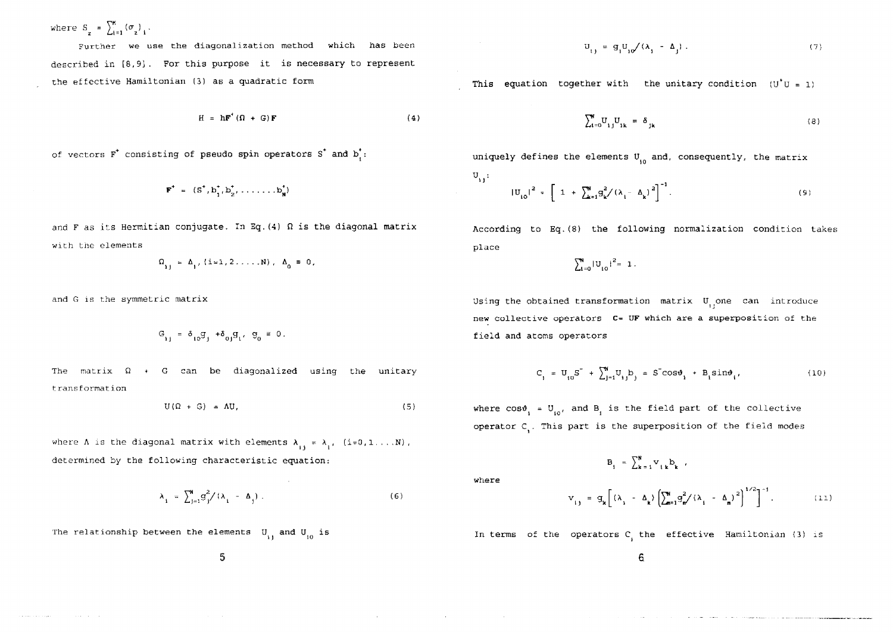where $S_z = \sum_{i=1}^{N} (\sigma_z)_i$.

Further we use the diagonalization method which has been described in [8,9]. For this purpose it is necessary to represent the effective Hamiltonian (3) as a quadratic form

$$H = h\mathbf{F}^{+}(\Omega + G)\mathbf{F} \tag{4}$$

of vectors $\mathbf{F}^{+}$ consisting of pseudo spin operators $S^{+}$ and $b_i^{+}$:

$$\mathbf{F}^{+} = (S^{+}, b_1^{+}, b_2^{+}, \ldots\ldots b_N^{+})$$

and $\mathbf{F}$ as its Hermitian conjugate. In Eq.(4) $\Omega$ is the diagonal matrix with the elements

$$\Omega_{ij} = \Delta_i, (i=1,2\ldots\ldots N), \ \Delta_0 \equiv 0,$$

and $G$ is the symmetric matrix

$$G_{ij} = \delta_{i0} g_j + \delta_{0j} g_i, \ g_0 \equiv 0.$$

The matrix $\Omega + G$ can be diagonalized using the unitary transformation

$$U(\Omega + G) = \Lambda U, \tag{5}$$

where $\Lambda$ is the diagonal matrix with elements $\lambda_{ij} = \lambda_i$, $(i=0,1\ldots N)$, determined by the following characteristic equation:

$$\lambda_i = \sum_{j=1}^{N} g_j^2/(\lambda_i - \Delta_j). \tag{6}$$

The relationship between the elements $U_{ij}$ and $U_{i0}$ is

$$U_{ij} = g_j U_{i0}/(\lambda_i - \Delta_j). \tag{7}$$

This equation together with the unitary condition $(U^{+}U = 1)$

$$\sum_{i=0}^{N} U_{ij} U_{ik} = \delta_{jk} \tag{8}$$

uniquely defines the elements $U_{i0}$ and, consequently, the matrix $U_{ij}$:

$$|U_{i0}|^2 = \left[ 1 + \sum_{k=1}^{N} g_k^2/(\lambda_i - \Delta_k)^2 \right]^{-1}. \tag{9}$$

According to Eq.(8) the following normalization condition takes place

$$\sum_{i=0}^{N} |U_{i0}|^2 = 1.$$

Using the obtained transformation matrix $U_{ij}$ one can introduce new collective operators $\mathbf{C} = U\mathbf{F}$ which are a superposition of the field and atoms operators

$$C_i = U_{i0} S^{-} + \sum_{j=1}^{N} U_{ij} b_j = S^{-}\cos\vartheta_i + B_i \sin\vartheta_i, \tag{10}$$

where $\cos\vartheta_i = U_{i0}$, and $B_i$ is the field part of the collective operator $C_i$. This part is the superposition of the field modes

$$B_i = \sum_{k=1}^{N} v_{ik} b_k ,$$

where

$$v_{ij} = g_k \left[ (\lambda_i - \Delta_k) \left( \sum_{m=1}^{N} g_m^2/(\lambda_i - \Delta_m)^2 \right)^{1/2} \right]^{-1}. \tag{11}$$

In terms of the operators $C_i$ the effective Hamiltonian (3) is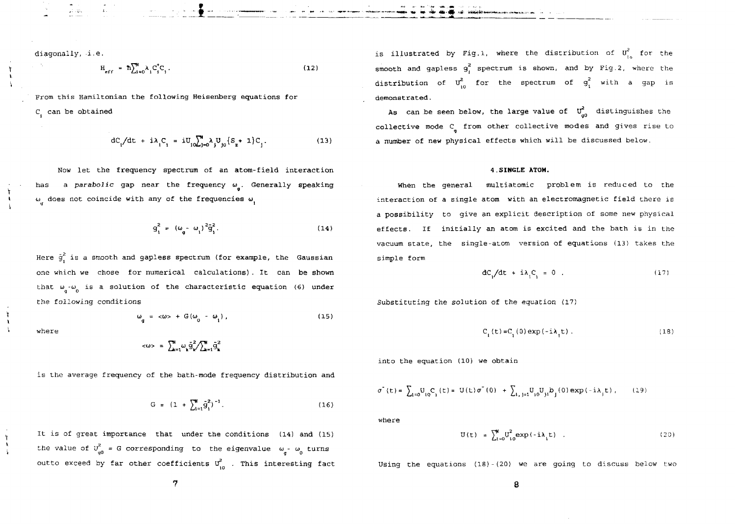diagonally, i.e.

$$H_{eff} = \hbar\sum_{i=0}^{N}\lambda_i C_i^{+}C_i . \tag{12}$$

From this Hamiltonian the following Heisenberg equations for $C_i$ can be obtained

$$dC_i/dt + i\lambda_i C_i = iU_{i0}\sum_{j=0}^{N}\lambda_j U_{j0}\{S_z + 1\}C_j . \tag{13}$$

Now let the frequency spectrum of an atom-field interaction has a *parabolic* gap near the frequency $\omega_q$. Generally speaking $\omega_q$ does not coincide with any of the frequencies $\omega_i$

$$g_i^2 = (\omega_q - \omega_i)^2\bar{g}_i^2 . \tag{14}$$

Here $\bar{g}_i^2$ is a smooth and gapless spectrum (for example, the Gaussian one which we chose for numerical calculations). It can be shown that $\omega_q - \omega_0$ is a solution of the characteristic equation (6) under the following conditions

$$\omega_q = \langle\omega\rangle + G(\omega_0 - \omega_i), \tag{15}$$

where

$$\langle\omega\rangle = \sum_{k=1}^{N}\omega_k\bar{g}_k^2 / \sum_{k=1}^{N}\bar{g}_k^2$$

is the average frequency of the bath-mode frequency distribution and

$$G = (1 + \sum_{i=1}^{N}\bar{g}_i^2)^{-1} . \tag{16}$$

It is of great importance that under the conditions (14) and (15) the value of $U_{q0}^2 = G$ corresponding to the eigenvalue $\omega_q - \omega_0$ turns outto exceed by far other coefficients $U_{i0}^2$. This interesting fact is illustrated by Fig.1, where the distribution of $U_{i0}^2$ for the smooth and gapless $g_i^2$ spectrum is shown, and by Fig.2, where the distribution of $U_{i0}^2$ for the spectrum of $g_i^2$ with a gap is demonstrated.

As can be seen below, the large value of $U_{q0}^2$ distinguishes the collective mode $C_q$ from other collective modes and gives rise to a number of new physical effects which will be discussed below.

## 4. SINGLE ATOM.

When the general multiatomic problem is reduced to the interaction of a single atom with an electromagnetic field there is a possibility to give an explicit description of some new physical effects. If initially an atom is excited and the bath is in the vacuum state, the single-atom version of equations (13) takes the simple form

$$dC_i/dt + i\lambda_i C_i = 0 . \tag{17}$$

*Substituting the solution of the equation (17)*

$$C_i(t) = C_i(0)\exp(-i\lambda_i t) . \tag{18}$$

into the equation (10) we obtain

$$\sigma^{-}(t) = \sum_{i=0}U_{i0}C_i(t) = U(t)\sigma^{-}(0) + \sum_{i,j=1}U_{i0}U_{ji}b_j(0)\exp(-i\lambda_i t), \tag{19}$$

where

$$U(t) = \sum_{i=0}^{N}U_{i0}^2\exp(-i\lambda_i t) . \tag{20}$$

Using the equations (18)-(20) we are going to discuss below two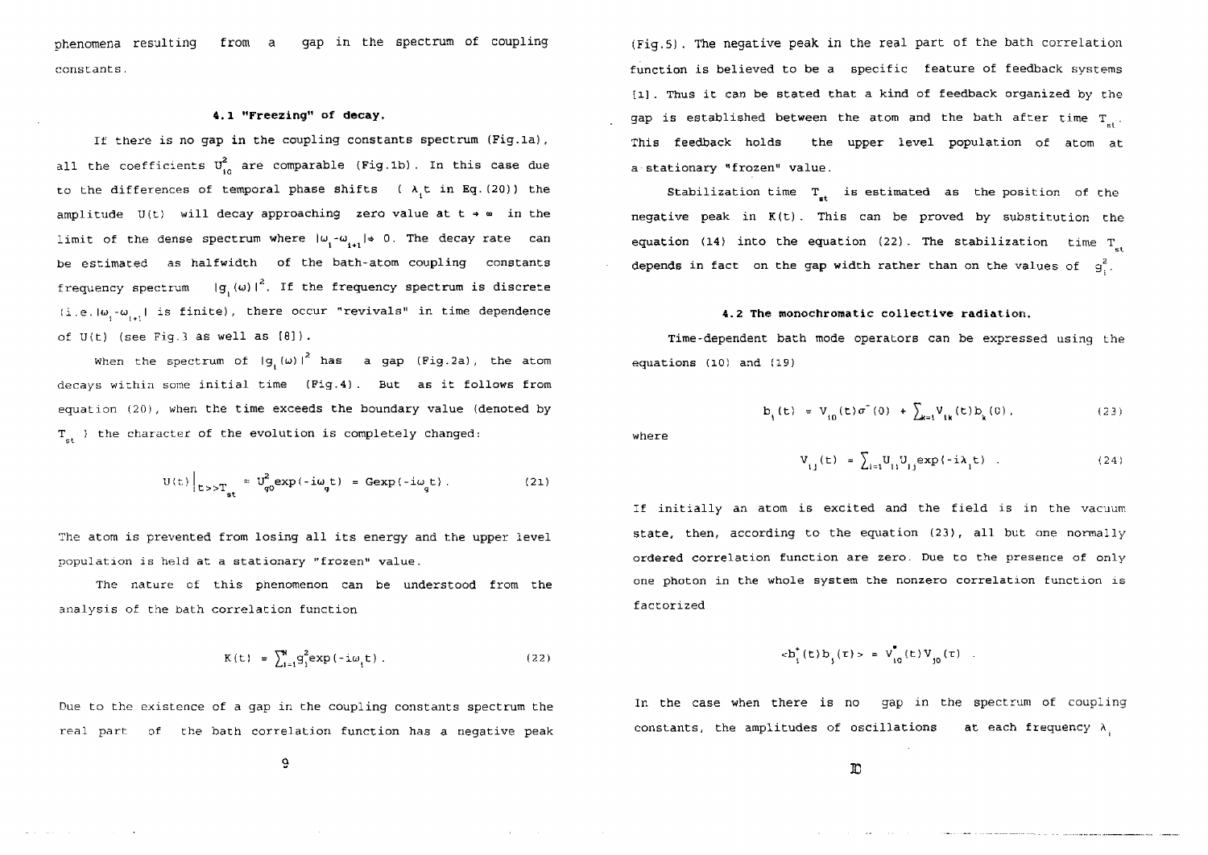phenomena resulting from a gap in the spectrum of coupling constants.

### 4.1 "Freezing" of decay.

If there is no gap in the coupling constants spectrum (Fig.1a), all the coefficients $U^2_{i0}$ are comparable (Fig.1b). In this case due to the differences of temporal phase shifts ( $\lambda_i t$ in Eq.(20)) the amplitude U(t) will decay approaching zero value at $t \to \infty$ in the limit of the dense spectrum where $|\omega_i - \omega_{i+1}| \to 0$. The decay rate can be estimated as halfwidth of the bath-atom coupling constants frequency spectrum $|g_i(\omega)|^2$. If the frequency spectrum is discrete (i.e. $|\omega_i - \omega_{i+1}|$ is finite), there occur "revivals" in time dependence of U(t) (see Fig.3 as well as [8]).

When the spectrum of $|g_i(\omega)|^2$ has a gap (Fig.2a), the atom decays within some initial time (Fig.4). But as it follows from equation (20), when the time exceeds the boundary value (denoted by $T_{st}$ ) the character of the evolution is completely changed:

$$U(t)\Big|_{t>>T_{st}} \approx U^2_{q0}\exp(-i\omega_q t) = G\exp(-i\omega_q t). \tag{21}$$

The atom is prevented from losing all its energy and the upper level population is held at a stationary "frozen" value.

The nature of this phenomenon can be understood from the analysis of the bath correlation function

$$K(t) = \sum_{i=1}^{N} g_i^2 \exp(-i\omega_i t). \tag{22}$$

Due to the existence of a gap in the coupling constants spectrum the real part of the bath correlation function has a negative peak (Fig.5). The negative peak in the real part of the bath correlation function is believed to be a specific feature of feedback systems [1]. Thus it can be stated that a kind of feedback organized by the gap is established between the atom and the bath after time $T_{st}$. This feedback holds the upper level population of atom at a stationary "frozen" value.

Stabilization time $T_{st}$ is estimated as the position of the negative peak in K(t). This can be proved by substitution the equation (14) into the equation (22). The stabilization time $T_{st}$ depends in fact on the gap width rather than on the values of $g_i^2$.

### 4.2 The monochromatic collective radiation.

Time-dependent bath mode operators can be expressed using the equations (10) and (19)

$$b_i(t) = V_{i0}(t)\sigma^-(0) + \sum_{k=1} V_{ik}(t) b_k(0), \tag{23}$$

where

$$V_{ij}(t) = \sum_{l=1} U_{li} U_{lj} \exp(-i\lambda_l t) . \tag{24}$$

If initially an atom is excited and the field is in the vacuum state, then, according to the equation (23), all but one normally ordered correlation function are zero. Due to the presence of only one photon in the whole system the nonzero correlation function is factorized

$$\langle b_i^+(t) b_j(\tau) \rangle = V^*_{i0}(t) V_{j0}(\tau) .$$

In the case when there is no gap in the spectrum of coupling constants, the amplitudes of oscillations at each frequency $\lambda_i$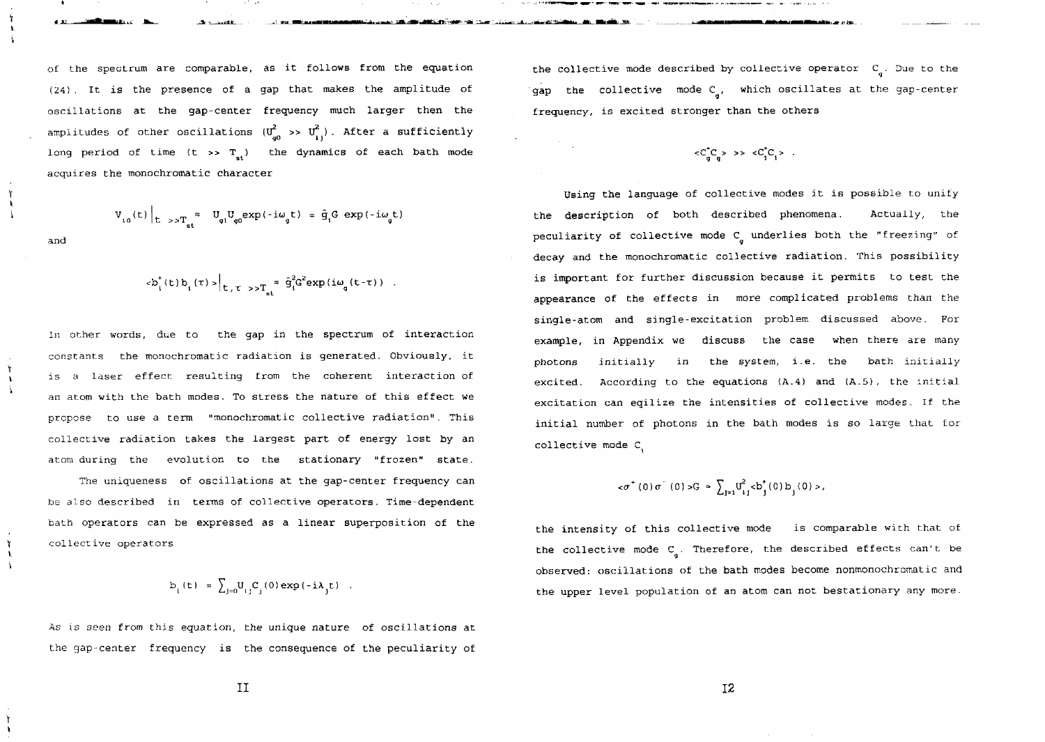of the spectrum are comparable, as it follows from the equation (24). It is the presence of a gap that makes the amplitude of oscillations at the gap-center frequency much larger then the amplitudes of other oscillations ($U_{g0}^2 >> U_{1j}^2$). After a sufficiently long period of time ($t >> T_{st}$) the dynamics of each bath mode acquires the monochromatic character

$$V_{i0}(t)\Big|_{t >> T_{st}} \approx U_{gi}U_{g0}\exp(-i\omega_g t) = \tilde{g}_i G \exp(-i\omega_g t)$$

and

$$\langle b_i^+(t) b_i(\tau)\rangle\Big|_{t,\tau >> T_{st}} \approx \tilde{g}_i^2 G^2 \exp(i\omega_g(t-\tau)) .$$

In other words, due to the gap in the spectrum of interaction constants the monochromatic radiation is generated. Obviously, it is a laser effect resulting from the coherent interaction of an atom with the bath modes. To stress the nature of this effect we propose to use a term "monochromatic collective radiation". This collective radiation takes the largest part of energy lost by an atom during the evolution to the stationary "frozen" state.

The uniqueness of oscillations at the gap-center frequency can be also described in terms of collective operators. Time-dependent bath operators can be expressed as a linear superposition of the collective operators

$$b_i(t) = \sum_{j=0} U_{ij} C_j(0) \exp(-i\lambda_j t) .$$

As is seen from this equation, the unique nature of oscillations at the gap-center frequency is the consequence of the peculiarity of the collective mode described by collective operator $C_g$. Due to the gap the collective mode $C_g$, which oscillates at the gap-center frequency, is excited stronger than the others

$$\langle C_g^+ C_g\rangle >> \langle C_1^+ C_1\rangle .$$

Using the language of collective modes it is possible to unify the description of both described phenomena. Actually, the peculiarity of collective mode $C_g$ underlies both the "freezing" of decay and the monochromatic collective radiation. This possibility is important for further discussion because it permits to test the appearance of the effects in more complicated problems than the single-atom and single-excitation problem discussed above. For example, in Appendix we discuss the case when there are many photons initially in the system, i.e. the bath initially excited. According to the equations (A.4) and (A.5), the initial excitation can eqilize the intensities of collective modes. If the initial number of photons in the bath modes is so large that for collective mode $C_i$

$$\langle \sigma^+(0)\sigma^-(0)\rangle G \approx \sum_{j=1} U_{ij}^2 \langle b_j^+(0) b_j(0)\rangle ,$$

the intensity of this collective mode is comparable with that of the collective mode $C_g$. Therefore, the described effects can't be observed: oscillations of the bath modes become nonmonochromatic and the upper level population of an atom can not bestationary any more.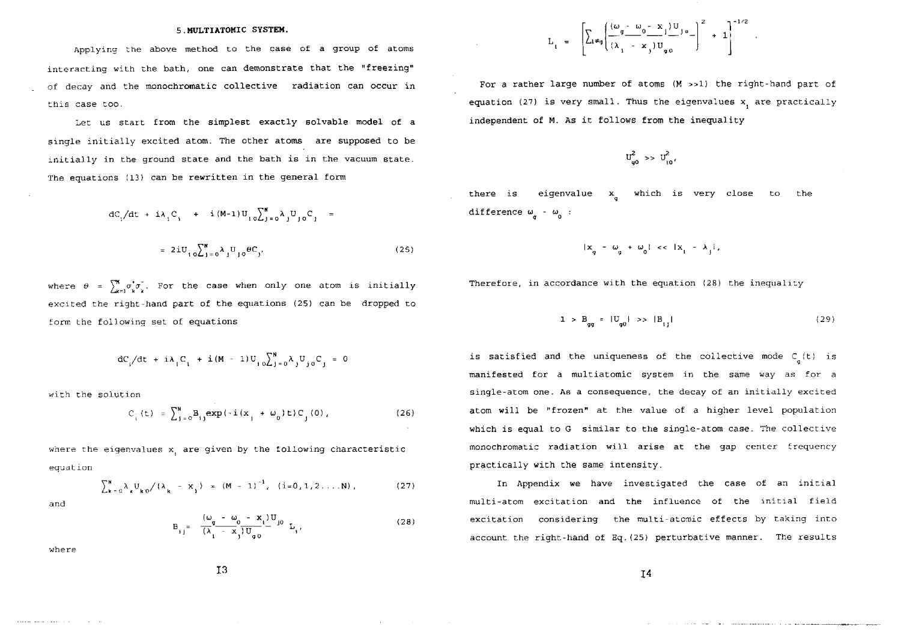## 5. MULTIATOMIC SYSTEM.

Applying the above method to the case of a group of atoms interacting with the bath, one can demonstrate that the "freezing" of decay and the monochromatic collective radiation can occur in this case too.

Let us start from the simplest exactly solvable model of a single initially excited atom. The other atoms are supposed to be initially in the ground state and the bath is in the vacuum state. The equations (13) can be rewritten in the general form

$$dC_i/dt + i\lambda_i C_i + i(M-1)U_{i0}\sum_{j=0}^{N}\lambda_j U_{j0} C_j =$$

$$= 2iU_{i0}\sum_{j=0}^{N}\lambda_j U_{j0}\theta C_j, \tag{25}$$

where $\theta = \sum_{k=1}^{M}\sigma_k^{+}\sigma_k^{-}$. For the case when only one atom is initially excited the right-hand part of the equations (25) can be dropped to form the following set of equations

$$dC_i/dt + i\lambda_i C_i + i(M-1)U_{i0}\sum_{j=0}^{N}\lambda_j U_{j0} C_j = 0$$

with the solution

$$C_i(t) = \sum_{j=0}^{N} B_{ij}\exp(-i(x_j + \omega_0)t)C_j(0), \tag{26}$$

where the eigenvalues $x_i$ are given by the following characteristic equation

$$\sum_{k=0}^{N}\lambda_k U_{k0}/(\lambda_k - x_i) = (M-1)^{-1}, \quad (i=0,1,2,\dots,N), \tag{27}$$

and

$$B_{ij} = \frac{(\omega_g - \omega_0 - x_i)U_{j0}}{(\lambda_i - x_j)U_{g0}} L_i, \tag{28}$$

where

$$L_i = \left[\sum_{l\neq g}\left(\frac{(\omega_g - \omega_0 - x_j)U_{l0}}{(\lambda_l - x_j)U_{g0}}\right)^2 + 1\right]^{-1/2}.$$

For a rather large number of atoms ($M \gg 1$) the right-hand part of equation (27) is very small. Thus the eigenvalues $x_i$ are practically independent of M. As it follows from the inequality

$$U_{g0}^2 \gg U_{i0}^2,$$

there is eigenvalue $x_g$ which is very close to the difference $\omega_g - \omega_0$:

$$|x_g - \omega_g + \omega_0| \ll |x_i - \lambda_j|.$$

Therefore, in accordance with the equation (28) the inequality

$$1 > B_{gg} = |U_{g0}| \gg |B_{ij}| \tag{29}$$

is satisfied and the uniqueness of the collective mode $C_g(t)$ is manifested for a multiatomic system in the same way as for a single-atom one. As a consequence, the decay of an initially excited atom will be "frozen" at the value of a higher level population which is equal to G similar to the single-atom case. The collective monochromatic radiation will arise at the gap center frequency practically with the same intensity.

In Appendix we have investigated the case of an initial multi-atom excitation and the influence of the initial field excitation considering the multi-atomic effects by taking into account the right-hand of Eq.(25) perturbative manner. The results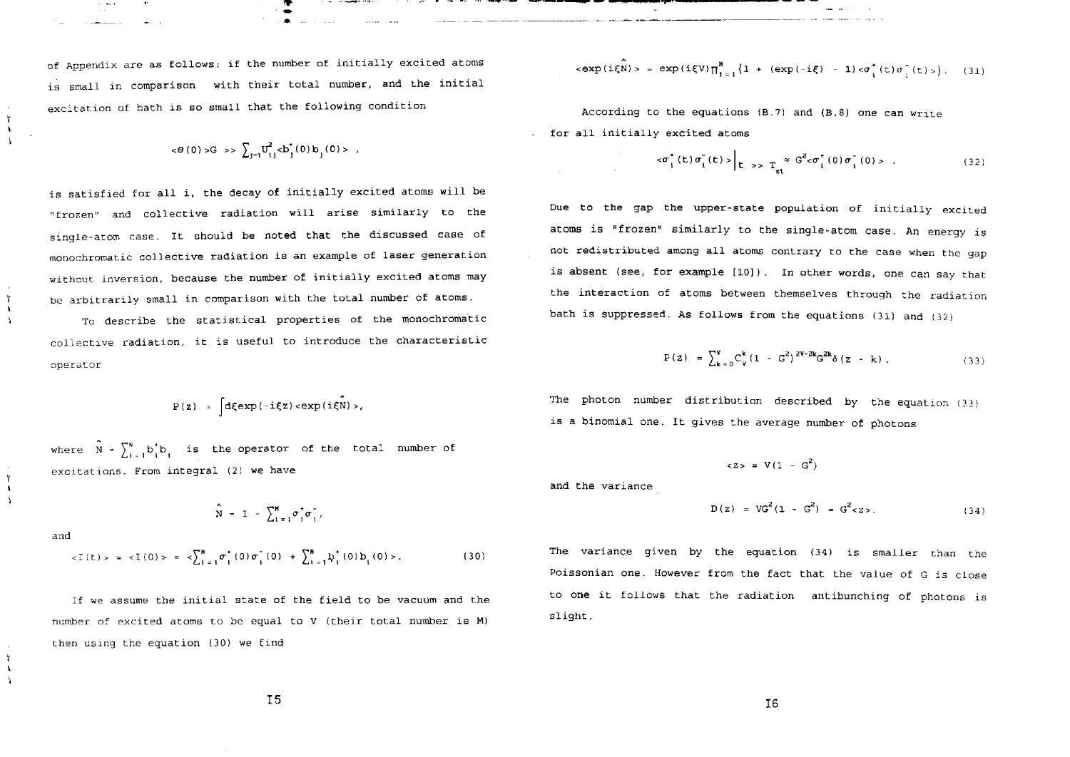of Appendix are as follows: if the number of initially excited atoms is small in comparison with their total number, and the initial excitation of bath is so small that the following condition

$$<\theta(0)>G >> \sum_{j=1} U_{ij}^2 <b_j^+(0) b_j(0)> ,$$

is satisfied for all i, the decay of initially excited atoms will be "frozen" and collective radiation will arise similarly to the single-atom case. It should be noted that the discussed case of monochromatic collective radiation is an example of laser generation without inversion, because the number of initially excited atoms may be arbitrarily small in comparison with the total number of atoms.

To describe the statistical properties of the monochromatic collective radiation, it is useful to introduce the characteristic operator

$$P(z) = \int d\xi \exp(-i\xi z) <\exp(i\xi\hat{N})>,$$

where $\hat{N} = \sum_{i=1}^{N} b_i^+ b_i$ is the operator of the total number of excitations. From integral (2) we have

$$\hat{N} = I - \sum_{i=1}^{M} \sigma_i^+ \sigma_i^- ,$$

and

$$<I(t)> = <I(0)> = <\sum_{i=1}^{M} \sigma_i^+(0)\sigma_i^-(0) + \sum_{i=1}^{N} b_i^+(0) b_i(0)>. \quad (30)$$

If we assume the initial state of the field to be vacuum and the number of excited atoms to be equal to V (their total number is M) then using the equation (30) we find

$$<\exp(i\xi\hat{N})> = \exp(i\xi V)\prod_{i=1}^{M}\{1 + (\exp(-i\xi) - 1)<\sigma_i^+(t)\sigma_i^-(t)>\}. \quad (31)$$

According to the equations (B.7) and (B.8) one can write for all initially excited atoms

$$<\sigma_i^+(t)\sigma_i^-(t)>\Big|_{t >> T_{st}} \approx G^2 <\sigma_i^+(0)\sigma_i^-(0)> . \quad (32)$$

Due to the gap the upper-state population of initially excited atoms is "frozen" similarly to the single-atom case. An energy is not redistributed among all atoms contrary to the case when the gap is absent (see, for example [10]). In other words, one can say that the interaction of atoms between themselves through the radiation bath is suppressed. As follows from the equations (31) and (32)

$$P(z) = \sum_{k=0}^{V} C_V^k (1 - G^2)^{2V-2k} G^{2k} \delta(z - k). \quad (33)$$

The photon number distribution described by the equation (33) is a binomial one. It gives the average number of photons

$$<z> = V(1 - G^2)$$

and the variance

$$D(z) = VG^2(1 - G^2) = G^2 <z>. \quad (34)$$

The variance given by the equation (34) is smaller than the Poissonian one. However from the fact that the value of G is close to one it follows that the radiation antibunching of photons is slight.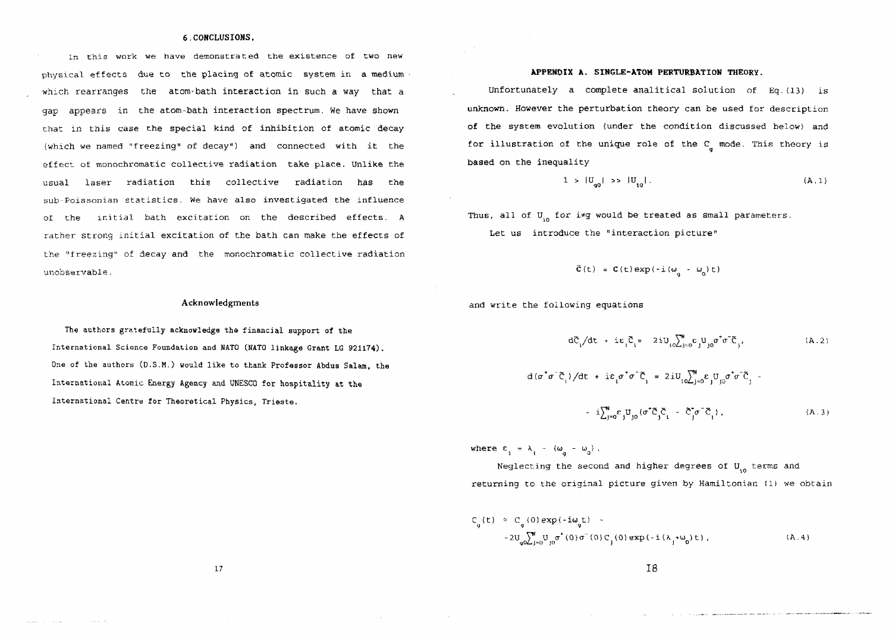## 6. CONCLUSIONS.

In this work we have demonstrated the existence of two new physical effects due to the placing of atomic system in a medium which rearranges the atom-bath interaction in such a way that a gap appears in the atom-bath interaction spectrum. We have shown that in this case the special kind of inhibition of atomic decay (which we named "freezing" of decay") and connected with it the effect of monochromatic collective radiation take place. Unlike the usual laser radiation this collective radiation has the sub-Poissonian statistics. We have also investigated the influence of the initial bath excitation on the described effects. A rather strong initial excitation of the bath can make the effects of the "freezing" of decay and the monochromatic collective radiation unobservable.

### Acknowledgments

The authors gratefully acknowledge the financial support of the International Science Foundation and NATO (NATO linkage Grant LG 921174). One of the authors (D.S.M.) would like to thank Professor Abdus Salam, the International Atomic Energy Agency and UNESCO for hospitality at the International Centre for Theoretical Physics, Trieste.

## APPENDIX A. SINGLE-ATOM PERTURBATION THEORY.

Unfortunately a complete analitical solution of Eq.(13) is unknown. However the perturbation theory can be used for description of the system evolution (under the condition discussed below) and for illustration of the unique role of the $C_g$ mode. This theory is based on the inequality

$$1 > |U_{g0}| >> |U_{i0}|. \tag{A.1}$$

Thus, all of $U_{i0}$ for $i \neq g$ would be treated as small parameters.

Let us introduce the "interaction picture"

$$\tilde{C}(t) = C(t)\exp(-i(\omega_g - \omega_0)t)$$

and write the following equations

$$d\tilde{C}_i/dt + i\varepsilon_i\tilde{C}_i = 2iU_{i0}\sum_{j=0}^{N}\varepsilon_j U_{j0}\sigma^+\sigma^-\tilde{C}_j, \tag{A.2}$$

$$d(\sigma^+\sigma^-\tilde{C}_i)/dt + i\varepsilon_i\sigma^+\sigma^-\tilde{C}_i = 2iU_{i0}\sum_{j=0}^{N}\varepsilon_j U_{j0}\sigma^+\sigma^-\tilde{C}_j -$$

$$- i\sum_{j=0}^{N}\varepsilon_j U_{j0}(\sigma^+\tilde{C}_j\tilde{C}_i - \tilde{C}_j^+\sigma^-\tilde{C}_i), \tag{A.3}$$

where $\varepsilon_i = \lambda_i - (\omega_g - \omega_0)$.

Neglecting the second and higher degrees of $U_{i0}$ terms and returning to the original picture given by Hamiltonian (1) we obtain

$$C_g(t) \approx C_g(0)\exp(-i\omega_g t) -$$
$$-2U_{g0}\sum_{j=0}^{N}U_{j0}\sigma^+(0)\sigma^-(0)C_j(0)\exp(-i(\lambda_j+\omega_0)t), \tag{A.4}$$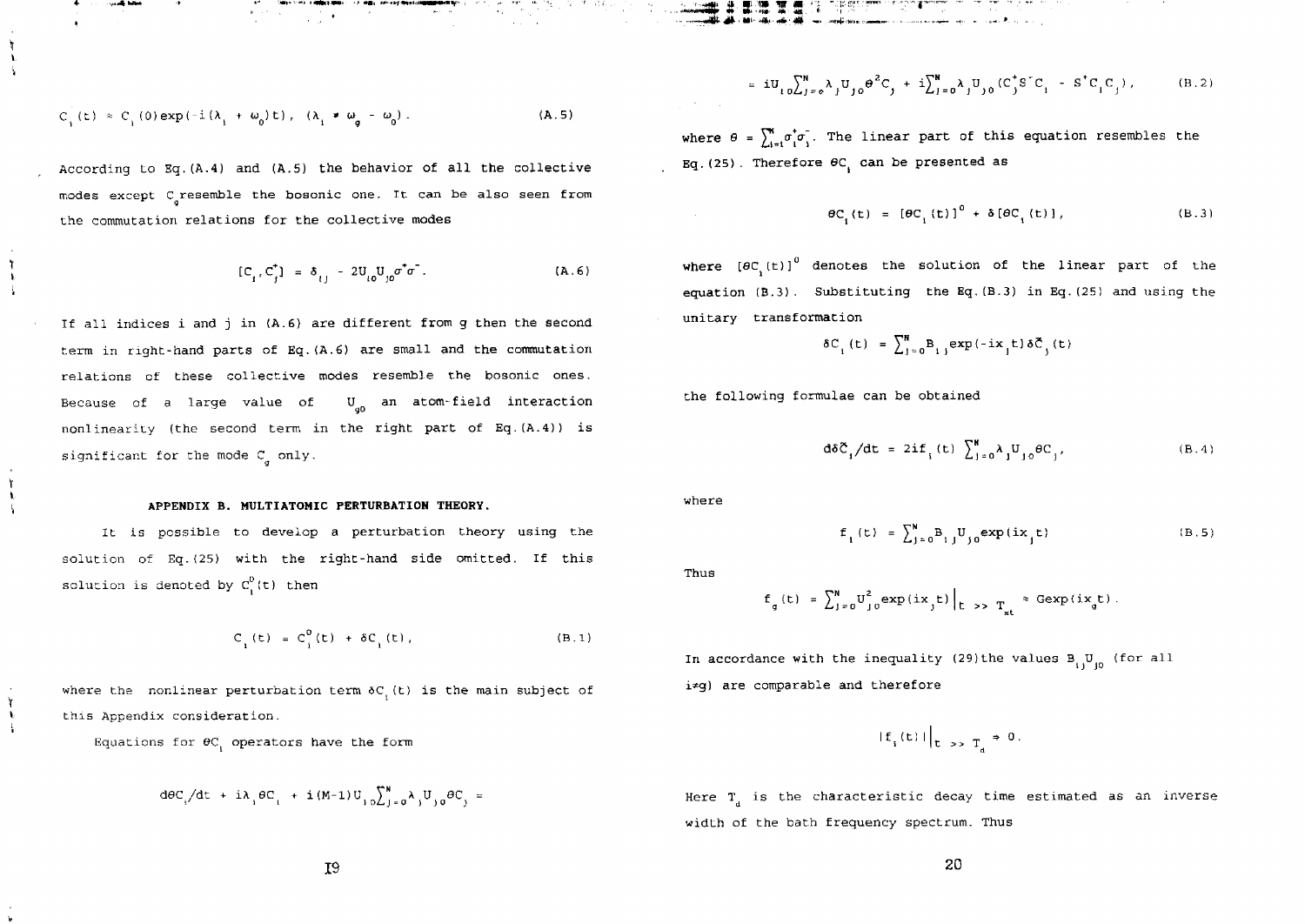$$C_i(t) \approx C_i(0)\exp(-i(\lambda_i + \omega_0)t), \ (\lambda_i \neq \omega_g - \omega_0). \tag{A.5}$$

According to Eq.(A.4) and (A.5) the behavior of all the collective modes except $C_g$ resemble the bosonic one. It can be also seen from the commutation relations for the collective modes

$$[C_i, C_j^+] = \delta_{ij} - 2U_{i0}U_{j0}\sigma^+\sigma^-. \tag{A.6}$$

If all indices i and j in (A.6) are different from g then the second term in right-hand parts of Eq.(A.6) are small and the commutation relations of these collective modes resemble the bosonic ones. Because of a large value of $U_{g0}$ an atom-field interaction nonlinearity (the second term in the right part of Eq.(A.4)) is significant for the mode $C_g$ only.

## APPENDIX B. MULTIATOMIC PERTURBATION THEORY.

It is possible to develop a perturbation theory using the solution of Eq.(25) with the right-hand side omitted. If this solution is denoted by $C_i^0(t)$ then

$$C_i(t) = C_i^0(t) + \delta C_i(t), \tag{B.1}$$

where the nonlinear perturbation term $\delta C_i(t)$ is the main subject of this Appendix consideration.

Equations for $\theta C_i$ operators have the form

$$d\theta C_i/dt + i\lambda_i\theta C_i + i(M-1)U_{i0}\sum_{j=0}^{N}\lambda_j U_{j0}\theta C_j =$$

$$= iU_{i0}\sum_{j=0}^{N}\lambda_j U_{j0}\theta^2 C_j + i\sum_{j=0}^{N}\lambda_j U_{j0}(C_j^+S^-C_i - S^+C_iC_j), \tag{B.2}$$

where $\theta = \sum_{i=1}^{M}\sigma_i^+\sigma_i^-$. The linear part of this equation resembles the Eq.(25). Therefore $\theta C_i$ can be presented as

$$\theta C_i(t) = [\theta C_i(t)]^0 + \delta[\theta C_i(t)], \tag{B.3}$$

where $[\theta C_i(t)]^0$ denotes the solution of the linear part of the equation (B.3). Substituting the Eq.(B.3) in Eq.(25) and using the unitary transformation

$$\delta C_i(t) = \sum_{j=0}^{N} B_{ij}\exp(-ix_jt)\delta\tilde{C}_j(t)$$

the following formulae can be obtained

$$d\delta\tilde{C}_i/dt = 2if_i(t)\sum_{j=0}^{N}\lambda_j U_{j0}\theta C_j, \tag{B.4}$$

where

$$f_i(t) = \sum_{j=0}^{N} B_{ij}U_{j0}\exp(ix_jt) \tag{B.5}$$

Thus

$$f_g(t) = \sum_{j=0}^{N} U_{j0}^2\exp(ix_jt)\Big|_{t \gg T_{st}} \approx G\exp(ix_gt).$$

In accordance with the inequality (29) the values $B_{ij}U_{j0}$ (for all $i \neq g$) are comparable and therefore

$$|f_i(t)|\Big|_{t \gg T_d} \approx 0.$$

Here $T_d$ is the characteristic decay time estimated as an inverse width of the bath frequency spectrum. Thus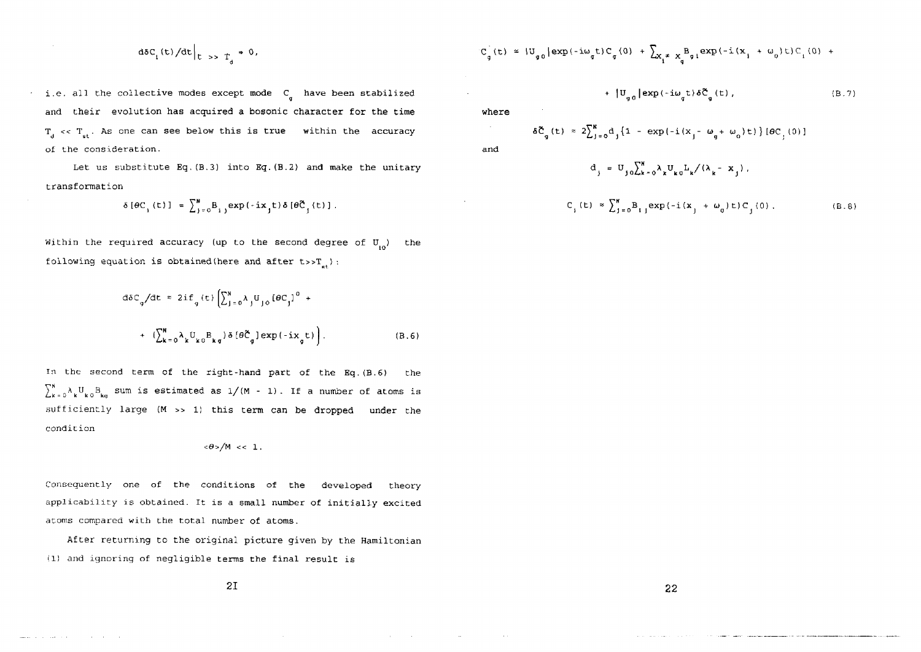$$d\delta C_i(t)/dt\Big|_{t\,>>\,T_d} \to 0,$$

i.e. all the collective modes except mode $C_g$ have been stabilized and their evolution has acquired a bosonic character for the time $T_d << T_{st}$. As one can see below this is true within the accuracy of the consideration.

Let us substitute Eq.(B.3) into Eq.(B.2) and make the unitary transformation

$$\delta[\theta C_i(t)] = \sum_{j=0}^{N} B_{ij}\exp(-ix_j t)\delta[\theta\tilde{C}_j(t)].$$

Within the required accuracy (up to the second degree of $U_{i0}$) the following equation is obtained(here and after $t>>T_{st}$):

$$d\delta C_g/dt \approx 2if_g(t)\Big(\sum_{j=0}^{N}\lambda_j U_{j0}[\theta C_j]^0 +$$

$$+ (\sum_{k=0}^{N}\lambda_k U_{k0}B_{kg})\delta[\theta\tilde{C}_g]\exp(-ix_g t)\Big). \qquad \text{(B.6)}$$

In the second term of the right-hand part of the Eq.(B.6) the $\sum_{k=0}^{N}\lambda_k U_{k0}B_{kg}$ sum is estimated as $1/(M - 1)$. If a number of atoms is sufficiently large ($M >> 1$) this term can be dropped under the condition

$$<\theta>/M << 1.$$

Consequently one of the conditions of the developed theory applicability is obtained. It is a small number of initially excited atoms compared with the total number of atoms.

After returning to the original picture given by the Hamiltonian (1) and ignoring of negligible terms the final result is

$$C_g(t) \approx |U_{g0}|\exp(-i\omega_g t)C_g(0) + \sum_{x_i \neq x_g} B_{gi}\exp(-i(x_i + \omega_0)t)C_i(0) +$$

$$+ |U_{g0}|\exp(-i\omega_g t)\delta\tilde{C}_g(t), \qquad \text{(B.7)}$$

where

$$\delta\tilde{C}_g(t) \approx 2\sum_{j=0}^{N} d_j\{1 - \exp(-i(x_j - \omega_g + \omega_0)t)\}[\theta C_j(0)]$$

and

$$d_j = U_{j0}\sum_{k=0}^{N}\lambda_k U_{k0}L_k/(\lambda_k - x_j),$$

$$C_i(t) \approx \sum_{j=0}^{N} B_{ij}\exp(-i(x_j + \omega_0)t)C_j(0). \qquad \text{(B.8)}$$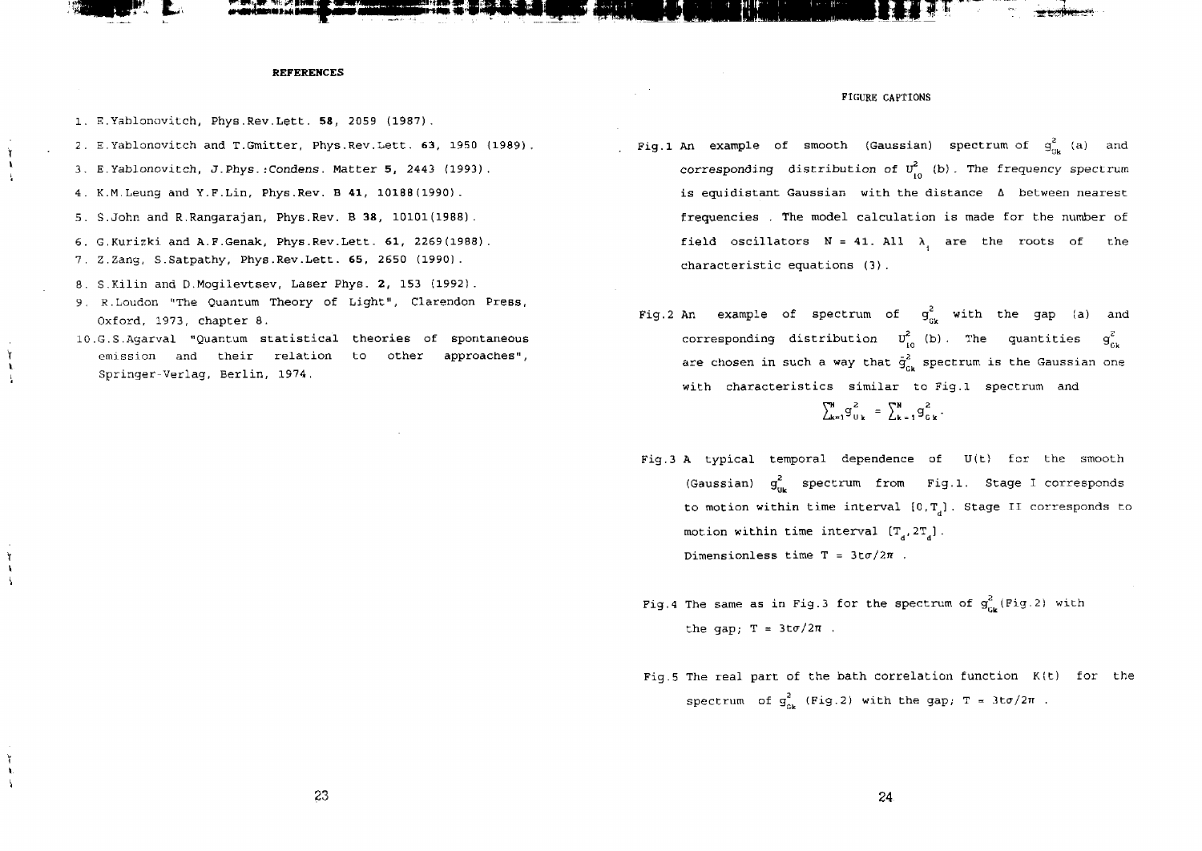**REFERENCES**

1. E.Yablonovitch, Phys.Rev.Lett. **58**, 2059 (1987).
2. E.Yablonovitch and T.Gmitter, Phys.Rev.Lett. **63**, 1950 (1989).
3. E.Yablonovitch, J.Phys.:Condens. Matter **5**, 2443 (1993).
4. K.M.Leung and Y.F.Lin, Phys.Rev. B **41**, 10188(1990).
5. S.John and R.Rangarajan, Phys.Rev. B **38**, 10101(1988).
6. G.Kurizki and A.F.Genak, Phys.Rev.Lett. **61**, 2269(1988).
7. Z.Zang, S.Satpathy, Phys.Rev.Lett. **65**, 2650 (1990).
8. S.Kilin and D.Mogilevtsev, Laser Phys. **2**, 153 (1992).
9. R.Loudon "The Quantum Theory of Light", Clarendon Press, Oxford, 1973, chapter 8.
10. G.S.Agarval "Quantum statistical theories of spontaneous emission and their relation to other approaches", Springer-Verlag, Berlin, 1974.

FIGURE CAPTIONS

Fig.1 An example of smooth (Gaussian) spectrum of $g^2_{Uk}$ (a) and *corresponding* distribution of $U^2_{10}$ (b). The frequency spectrum is equidistant Gaussian with the distance $\Delta$ between nearest frequencies. The model calculation is made for the number of field oscillators $N = 41$. All $\lambda_i$ are the roots of the characteristic equations (3).

Fig.2 An example of spectrum of $g^2_{Gk}$ with the gap (a) and corresponding distribution $U^2_{10}$ (b). The quantities $g^2_{Gk}$ are chosen in such a way that $\tilde{g}^2_{Gk}$ spectrum is the Gaussian one with characteristics similar to Fig.1 spectrum and

$$\sum_{k=1}^{N} g^2_{Uk} = \sum_{k=1}^{N} g^2_{Gk}.$$

Fig.3 A typical temporal dependence of $U(t)$ for the smooth (Gaussian) $g^2_{Uk}$ spectrum from Fig.1. Stage I corresponds to motion within time interval $[0,T_d]$. Stage II corresponds to motion within time interval $[T_d,2T_d]$.
Dimensionless time $T = 3t\sigma/2\pi$.

Fig.4 The same as in Fig.3 for the spectrum of $g^2_{Gk}$ (Fig.2) with the gap; $T = 3t\sigma/2\pi$.

Fig.5 The real part of the bath correlation function $K(t)$ for the spectrum of $g^2_{Gk}$ (Fig.2) with the gap; $T = 3t\sigma/2\pi$.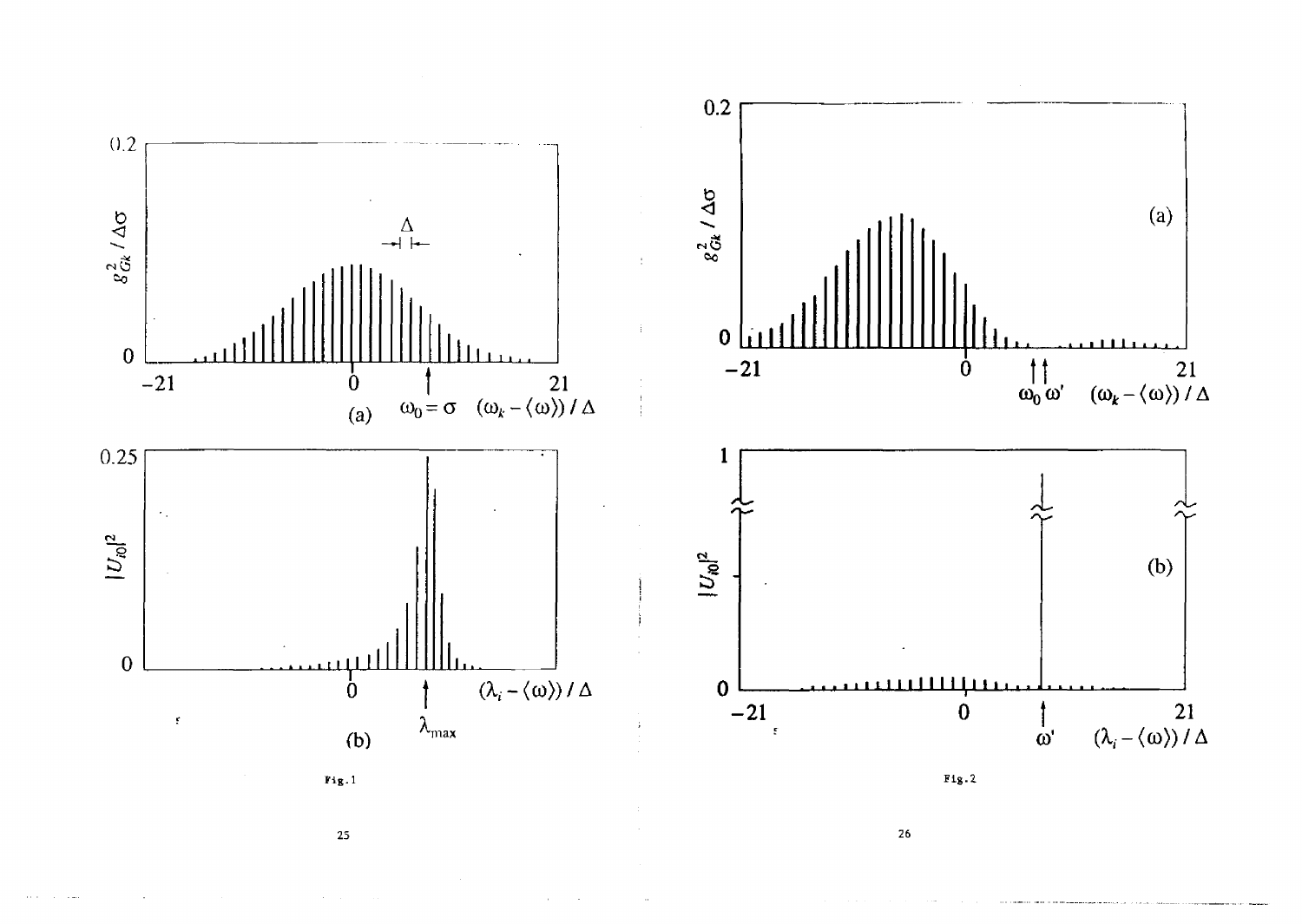Fig.1

Fig.2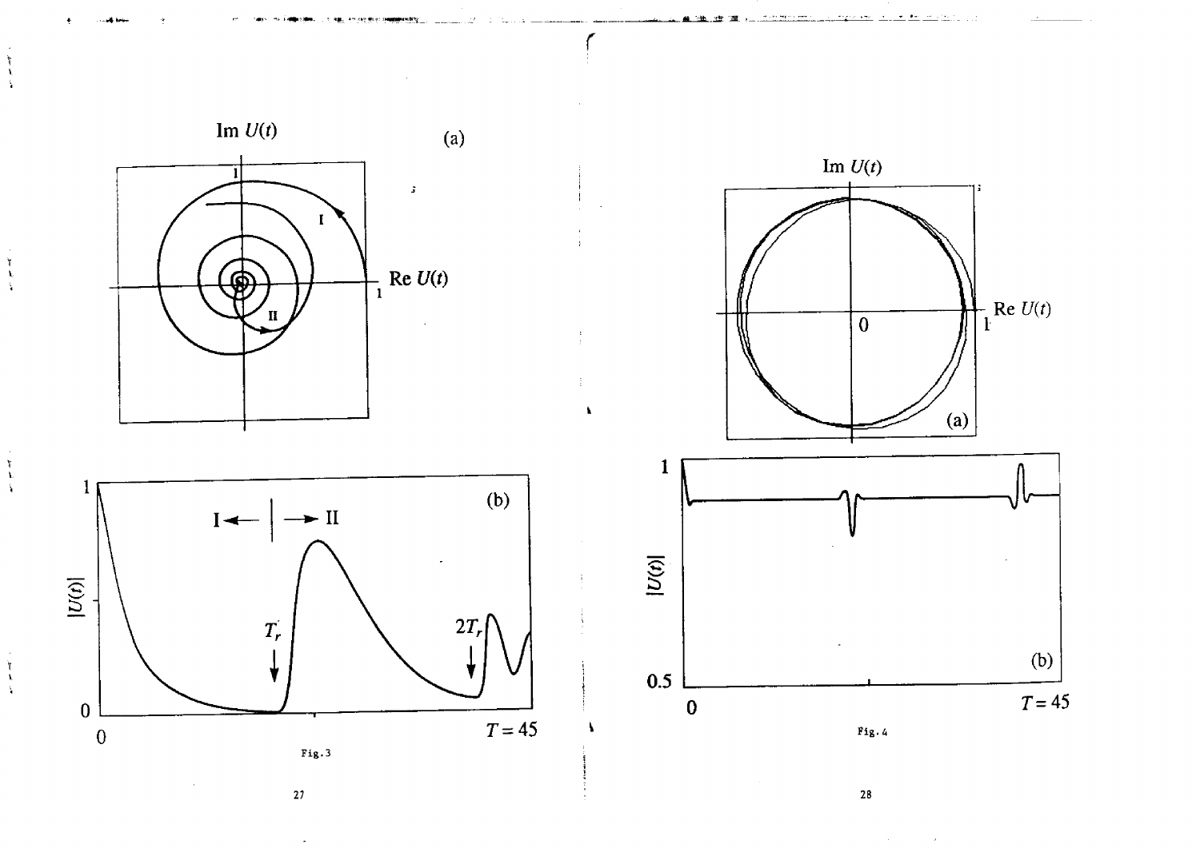Fig.3

Fig.4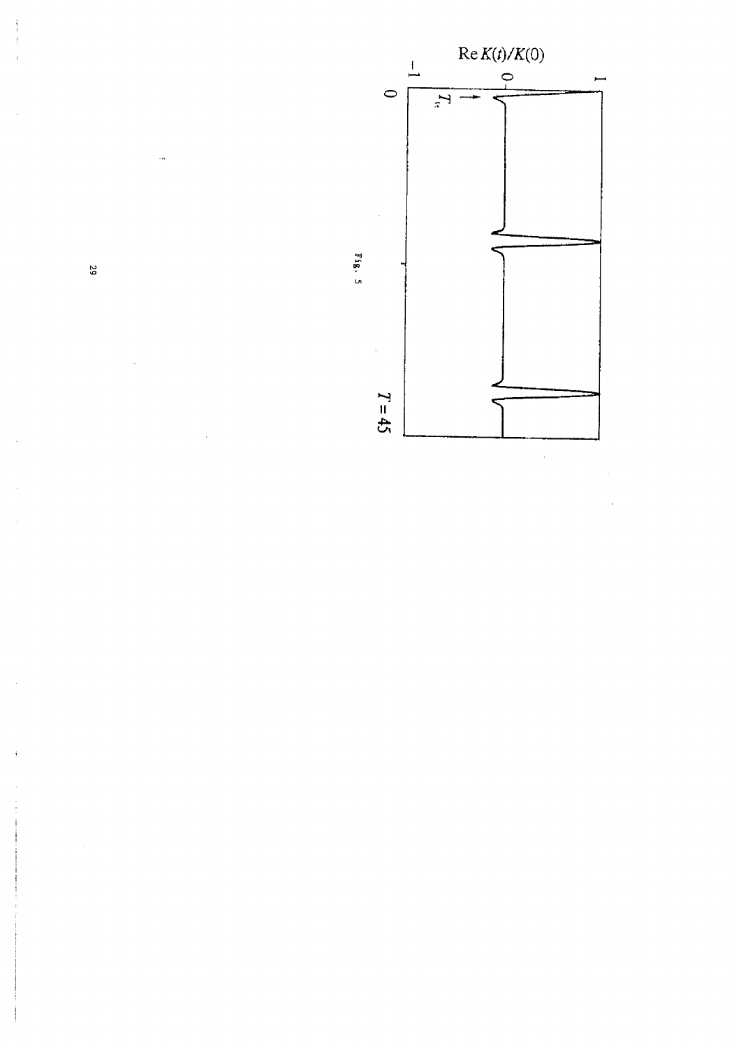Fig. 5